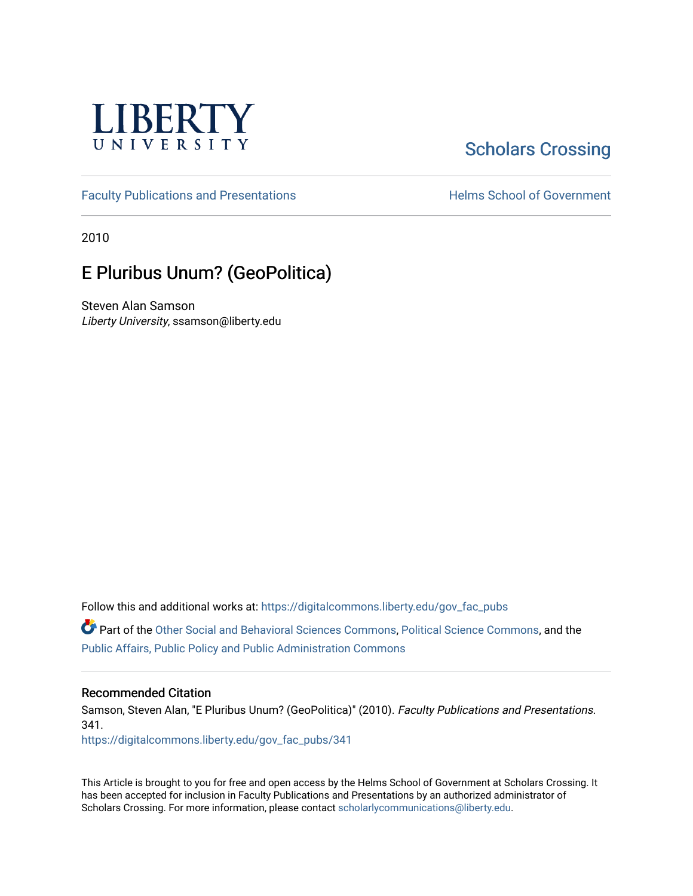LIBERTY UNIVERSITY

Scholars Crossing

Faculty Publications and Presentations

Helms School of Government

2010

# E Pluribus Unum? (GeoPolitica)

Steven Alan Samson
*Liberty University*, ssamson@liberty.edu

Follow this and additional works at: https://digitalcommons.liberty.edu/gov_fac_pubs

Part of the Other Social and Behavioral Sciences Commons, Political Science Commons, and the Public Affairs, Public Policy and Public Administration Commons

## Recommended Citation

Samson, Steven Alan, "E Pluribus Unum? (GeoPolitica)" (2010). *Faculty Publications and Presentations*. 341.
https://digitalcommons.liberty.edu/gov_fac_pubs/341

This Article is brought to you for free and open access by the Helms School of Government at Scholars Crossing. It has been accepted for inclusion in Faculty Publications and Presentations by an authorized administrator of Scholars Crossing. For more information, please contact scholarlycommunications@liberty.edu.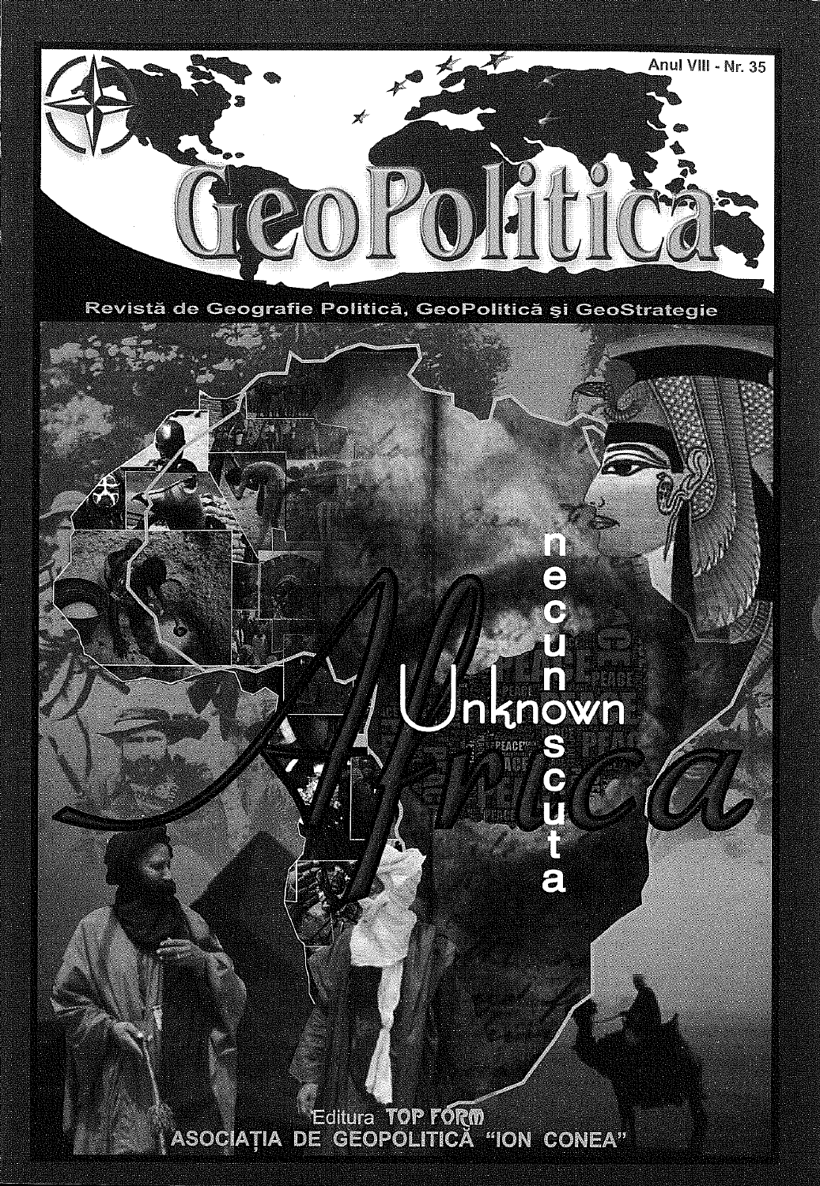Anul VIII - Nr. 35

# GeoPolitica

Revistă de Geografie Politică, GeoPolitică şi GeoStrategie

# Africa

Unknown

necunoscuta

Editura TOP FORM

ASOCIAȚIA DE GEOPOLITICĂ "ION CONEA"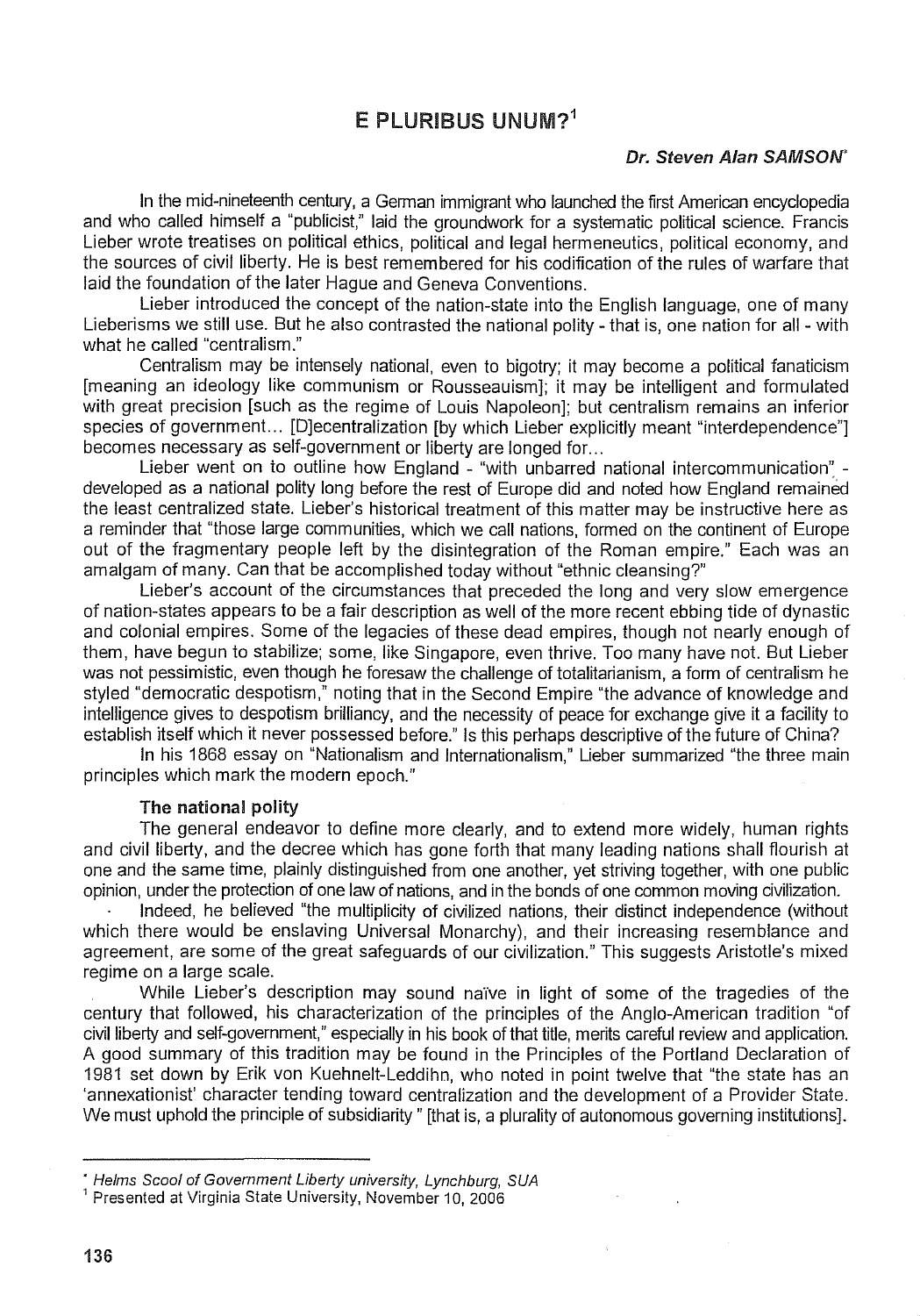# E PLURIBUS UNUM?[1]

***Dr. Steven Alan SAMSON****

In the mid-nineteenth century, a German immigrant who launched the first American encyclopedia and who called himself a "publicist," laid the groundwork for a systematic political science. Francis Lieber wrote treatises on political ethics, political and legal hermeneutics, political economy, and the sources of civil liberty. He is best remembered for his codification of the rules of warfare that laid the foundation of the later Hague and Geneva Conventions.

Lieber introduced the concept of the nation-state into the English language, one of many Lieberisms we still use. But he also contrasted the national polity - that is, one nation for all - with what he called "centralism."

Centralism may be intensely national, even to bigotry; it may become a political fanaticism [meaning an ideology like communism or Rousseauism]; it may be intelligent and formulated with great precision [such as the regime of Louis Napoleon]; but centralism remains an inferior species of government... [D]ecentralization [by which Lieber explicitly meant "interdependence"] becomes necessary as self-government or liberty are longed for...

Lieber went on to outline how England - "with unbarred national intercommunication" - developed as a national polity long before the rest of Europe did and noted how England remained the least centralized state. Lieber's historical treatment of this matter may be instructive here as a reminder that "those large communities, which we call nations, formed on the continent of Europe out of the fragmentary people left by the disintegration of the Roman empire." Each was an amalgam of many. Can that be accomplished today without "ethnic cleansing?"

Lieber's account of the circumstances that preceded the long and very slow emergence of nation-states appears to be a fair description as well of the more recent ebbing tide of dynastic and colonial empires. Some of the legacies of these dead empires, though not nearly enough of them, have begun to stabilize; some, like Singapore, even thrive. Too many have not. But Lieber was not pessimistic, even though he foresaw the challenge of totalitarianism, a form of centralism he styled "democratic despotism," noting that in the Second Empire "the advance of knowledge and intelligence gives to despotism brilliancy, and the necessity of peace for exchange give it a facility to establish itself which it never possessed before." Is this perhaps descriptive of the future of China?

In his 1868 essay on "Nationalism and Internationalism," Lieber summarized "the three main principles which mark the modern epoch."

**The national polity**

The general endeavor to define more clearly, and to extend more widely, human rights and civil liberty, and the decree which has gone forth that many leading nations shall flourish at one and the same time, plainly distinguished from one another, yet striving together, with one public opinion, under the protection of one law of nations, and in the bonds of one common moving civilization.

Indeed, he believed "the multiplicity of civilized nations, their distinct independence (without which there would be enslaving Universal Monarchy), and their increasing resemblance and agreement, are some of the great safeguards of our civilization." This suggests Aristotle's mixed regime on a large scale.

While Lieber's description may sound naïve in light of some of the tragedies of the century that followed, his characterization of the principles of the Anglo-American tradition "of civil liberty and self-government," especially in his book of that title, merits careful review and application. A good summary of this tradition may be found in the Principles of the Portland Declaration of 1981 set down by Erik von Kuehnelt-Leddihn, who noted in point twelve that "the state has an 'annexationist' character tending toward centralization and the development of a Provider State. We must uphold the principle of subsidiarity " [that is, a plurality of autonomous governing institutions].

---

\* *Helms Scool of Government Liberty university, Lynchburg, SUA*

[1] Presented at Virginia State University, November 10, 2006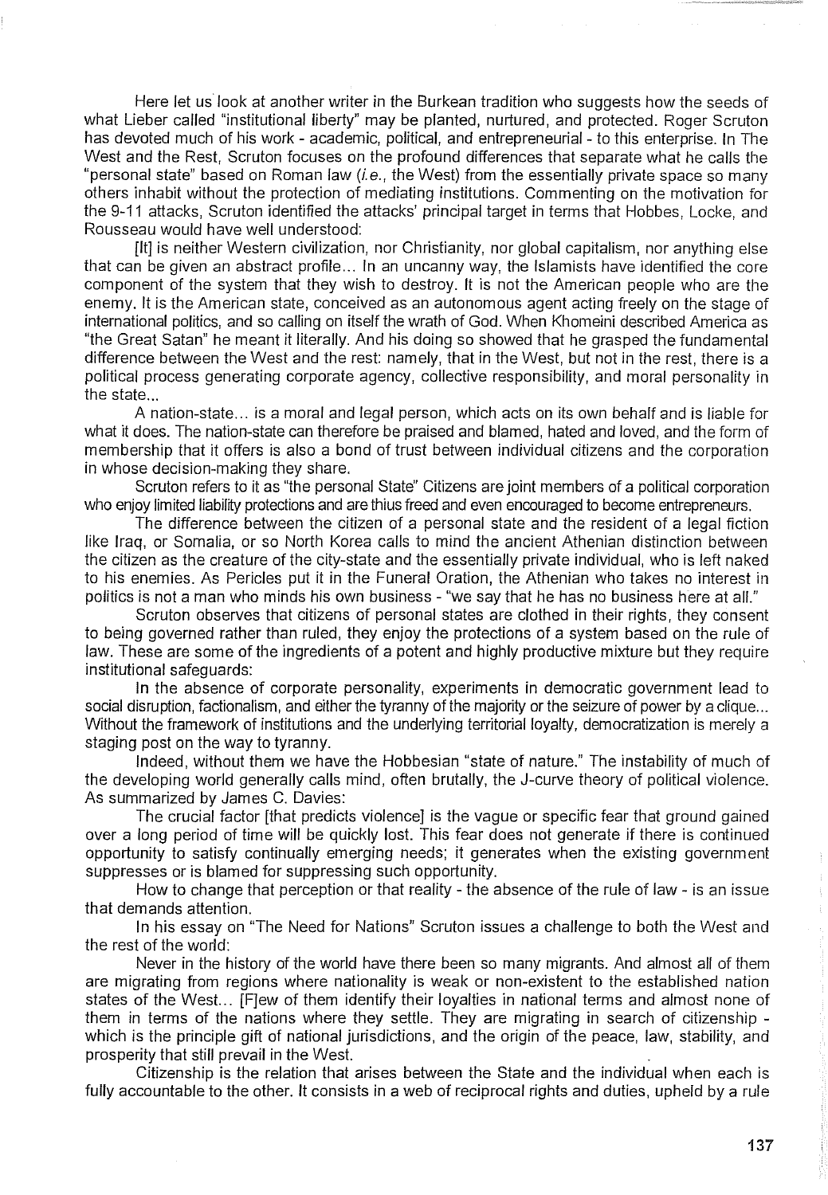Here let us look at another writer in the Burkean tradition who suggests how the seeds of what Lieber called "institutional liberty" may be planted, nurtured, and protected. Roger Scruton has devoted much of his work - academic, political, and entrepreneurial - to this enterprise. In The West and the Rest, Scruton focuses on the profound differences that separate what he calls the "personal state" based on Roman law (*i.e.*, the West) from the essentially private space so many others inhabit without the protection of mediating institutions. Commenting on the motivation for the 9-11 attacks, Scruton identified the attacks' principal target in terms that Hobbes, Locke, and Rousseau would have well understood:

[It] is neither Western civilization, nor Christianity, nor global capitalism, nor anything else that can be given an abstract profile... In an uncanny way, the Islamists have identified the core component of the system that they wish to destroy. It is not the American people who are the enemy. It is the American state, conceived as an autonomous agent acting freely on the stage of international politics, and so calling on itself the wrath of God. When Khomeini described America as "the Great Satan" he meant it literally. And his doing so showed that he grasped the fundamental difference between the West and the rest: namely, that in the West, but not in the rest, there is a political process generating corporate agency, collective responsibility, and moral personality in the state...

A nation-state... is a moral and legal person, which acts on its own behalf and is liable for what it does. The nation-state can therefore be praised and blamed, hated and loved, and the form of membership that it offers is also a bond of trust between individual citizens and the corporation in whose decision-making they share.

Scruton refers to it as "the personal State" Citizens are joint members of a political corporation who enjoy limited liability protections and are thius freed and even encouraged to become entrepreneurs.

The difference between the citizen of a personal state and the resident of a legal fiction like Iraq, or Somalia, or so North Korea calls to mind the ancient Athenian distinction between the citizen as the creature of the city-state and the essentially private individual, who is left naked to his enemies. As Pericles put it in the Funeral Oration, the Athenian who takes no interest in politics is not a man who minds his own business - "we say that he has no business here at all."

Scruton observes that citizens of personal states are clothed in their rights, they consent to being governed rather than ruled, they enjoy the protections of a system based on the rule of law. These are some of the ingredients of a potent and highly productive mixture but they require institutional safeguards:

In the absence of corporate personality, experiments in democratic government lead to social disruption, factionalism, and either the tyranny of the majority or the seizure of power by a clique... Without the framework of institutions and the underlying territorial loyalty, democratization is merely a staging post on the way to tyranny.

Indeed, without them we have the Hobbesian "state of nature." The instability of much of the developing world generally calls mind, often brutally, the J-curve theory of political violence. As summarized by James C. Davies:

The crucial factor [that predicts violence] is the vague or specific fear that ground gained over a long period of time will be quickly lost. This fear does not generate if there is continued opportunity to satisfy continually emerging needs; it generates when the existing government suppresses or is blamed for suppressing such opportunity.

How to change that perception or that reality - the absence of the rule of law - is an issue that demands attention.

In his essay on "The Need for Nations" Scruton issues a challenge to both the West and the rest of the world:

Never in the history of the world have there been so many migrants. And almost all of them are migrating from regions where nationality is weak or non-existent to the established nation states of the West... [F]ew of them identify their loyalties in national terms and almost none of them in terms of the nations where they settle. They are migrating in search of citizenship - which is the principle gift of national jurisdictions, and the origin of the peace, law, stability, and prosperity that still prevail in the West.

Citizenship is the relation that arises between the State and the individual when each is fully accountable to the other. It consists in a web of reciprocal rights and duties, upheld by a rule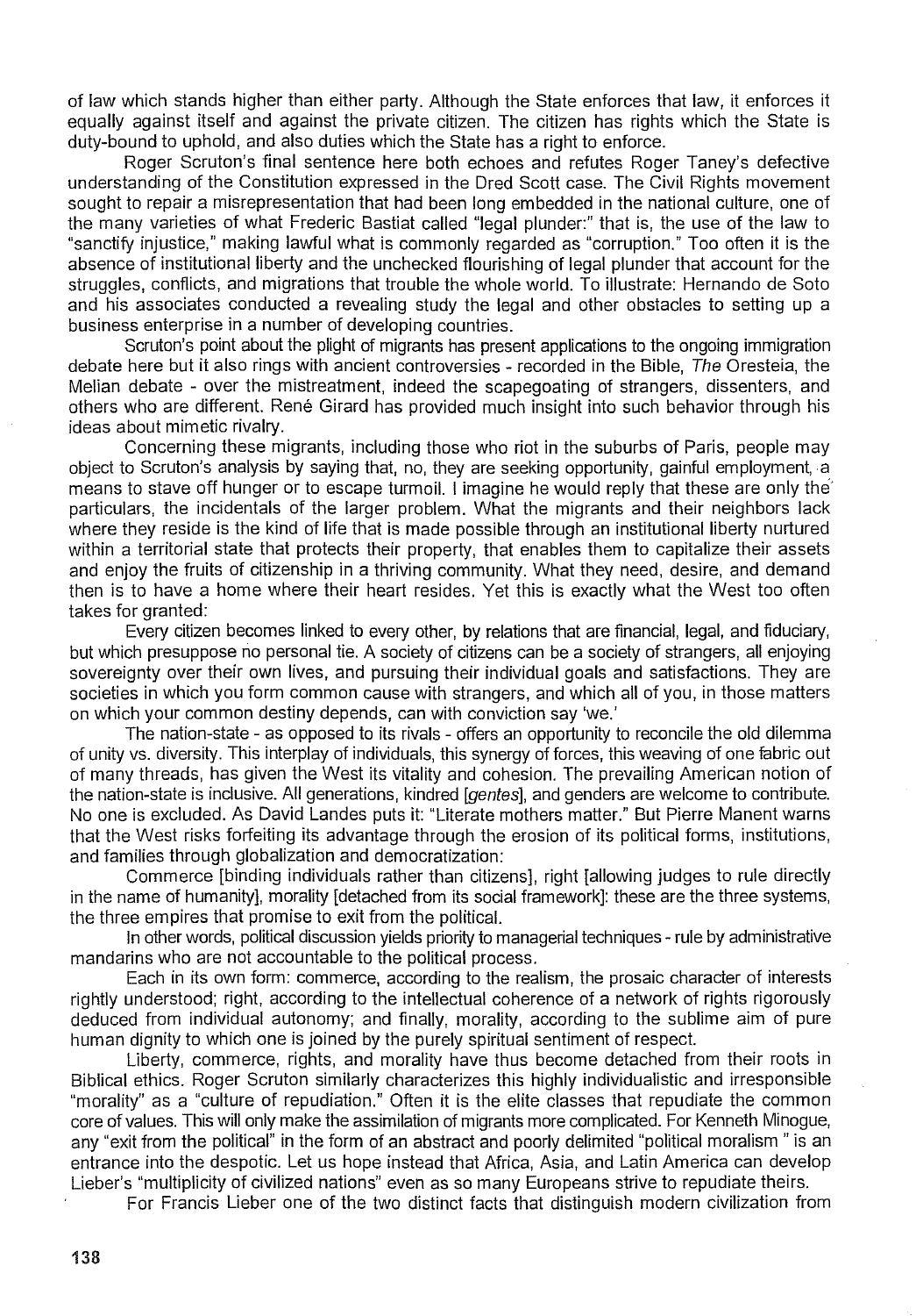of law which stands higher than either party. Although the State enforces that law, it enforces it equally against itself and against the private citizen. The citizen has rights which the State is duty-bound to uphold, and also duties which the State has a right to enforce.

Roger Scruton's final sentence here both echoes and refutes Roger Taney's defective understanding of the Constitution expressed in the Dred Scott case. The Civil Rights movement sought to repair a misrepresentation that had been long embedded in the national culture, one of the many varieties of what Frederic Bastiat called "legal plunder:" that is, the use of the law to "sanctify injustice," making lawful what is commonly regarded as "corruption." Too often it is the absence of institutional liberty and the unchecked flourishing of legal plunder that account for the struggles, conflicts, and migrations that trouble the whole world. To illustrate: Hernando de Soto and his associates conducted a revealing study the legal and other obstacles to setting up a business enterprise in a number of developing countries.

Scruton's point about the plight of migrants has present applications to the ongoing immigration debate here but it also rings with ancient controversies - recorded in the Bible, *The* Oresteia, the Melian debate - over the mistreatment, indeed the scapegoating of strangers, dissenters, and others who are different. René Girard has provided much insight into such behavior through his ideas about mimetic rivalry.

Concerning these migrants, including those who riot in the suburbs of Paris, people may object to Scruton's analysis by saying that, no, they are seeking opportunity, gainful employment, a means to stave off hunger or to escape turmoil. I imagine he would reply that these are only the particulars, the incidentals of the larger problem. What the migrants and their neighbors lack where they reside is the kind of life that is made possible through an institutional liberty nurtured within a territorial state that protects their property, that enables them to capitalize their assets and enjoy the fruits of citizenship in a thriving community. What they need, desire, and demand then is to have a home where their heart resides. Yet this is exactly what the West too often takes for granted:

Every citizen becomes linked to every other, by relations that are financial, legal, and fiduciary, but which presuppose no personal tie. A society of citizens can be a society of strangers, all enjoying sovereignty over their own lives, and pursuing their individual goals and satisfactions. They are societies in which you form common cause with strangers, and which all of you, in those matters on which your common destiny depends, can with conviction say 'we.'

The nation-state - as opposed to its rivals - offers an opportunity to reconcile the old dilemma of unity vs. diversity. This interplay of individuals, this synergy of forces, this weaving of one fabric out of many threads, has given the West its vitality and cohesion. The prevailing American notion of the nation-state is inclusive. All generations, kindred [*gentes*], and genders are welcome to contribute. No one is excluded. As David Landes puts it: "Literate mothers matter." But Pierre Manent warns that the West risks forfeiting its advantage through the erosion of its political forms, institutions, and families through globalization and democratization:

Commerce [binding individuals rather than citizens], right [allowing judges to rule directly in the name of humanity], morality [detached from its social framework]: these are the three systems, the three empires that promise to exit from the political.

In other words, political discussion yields priority to managerial techniques - rule by administrative mandarins who are not accountable to the political process.

Each in its own form: commerce, according to the realism, the prosaic character of interests rightly understood; right, according to the intellectual coherence of a network of rights rigorously deduced from individual autonomy; and finally, morality, according to the sublime aim of pure human dignity to which one is joined by the purely spiritual sentiment of respect.

Liberty, commerce, rights, and morality have thus become detached from their roots in Biblical ethics. Roger Scruton similarly characterizes this highly individualistic and irresponsible "morality" as a "culture of repudiation." Often it is the elite classes that repudiate the common core of values. This will only make the assimilation of migrants more complicated. For Kenneth Minogue, any "exit from the political" in the form of an abstract and poorly delimited "political moralism " is an entrance into the despotic. Let us hope instead that Africa, Asia, and Latin America can develop Lieber's "multiplicity of civilized nations" even as so many Europeans strive to repudiate theirs.

For Francis Lieber one of the two distinct facts that distinguish modern civilization from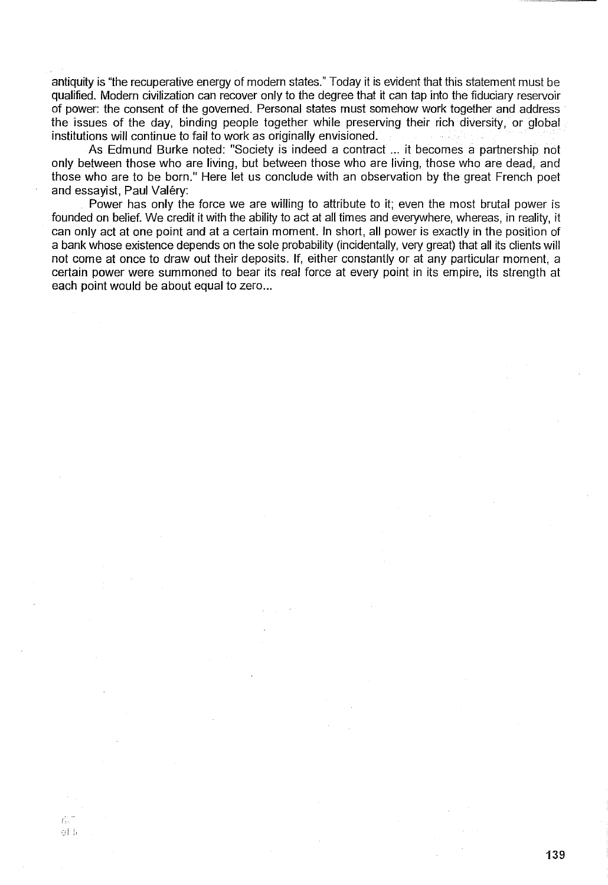antiquity is "the recuperative energy of modern states." Today it is evident that this statement must be qualified. Modern civilization can recover only to the degree that it can tap into the fiduciary reservoir of power: the consent of the governed. Personal states must somehow work together and address the issues of the day, binding people together while preserving their rich diversity, or global institutions will continue to fail to work as originally envisioned.

As Edmund Burke noted: "Society is indeed a contract ... it becomes a partnership not only between those who are living, but between those who are living, those who are dead, and those who are to be born." Here let us conclude with an observation by the great French poet and essayist, Paul Valéry:

Power has only the force we are willing to attribute to it; even the most brutal power is founded on belief. We credit it with the ability to act at all times and everywhere, whereas, in reality, it can only act at one point and at a certain moment. In short, all power is exactly in the position of a bank whose existence depends on the sole probability (incidentally, very great) that all its clients will not come at once to draw out their deposits. If, either constantly or at any particular moment, a certain power were summoned to bear its real force at every point in its empire, its strength at each point would be about equal to zero...